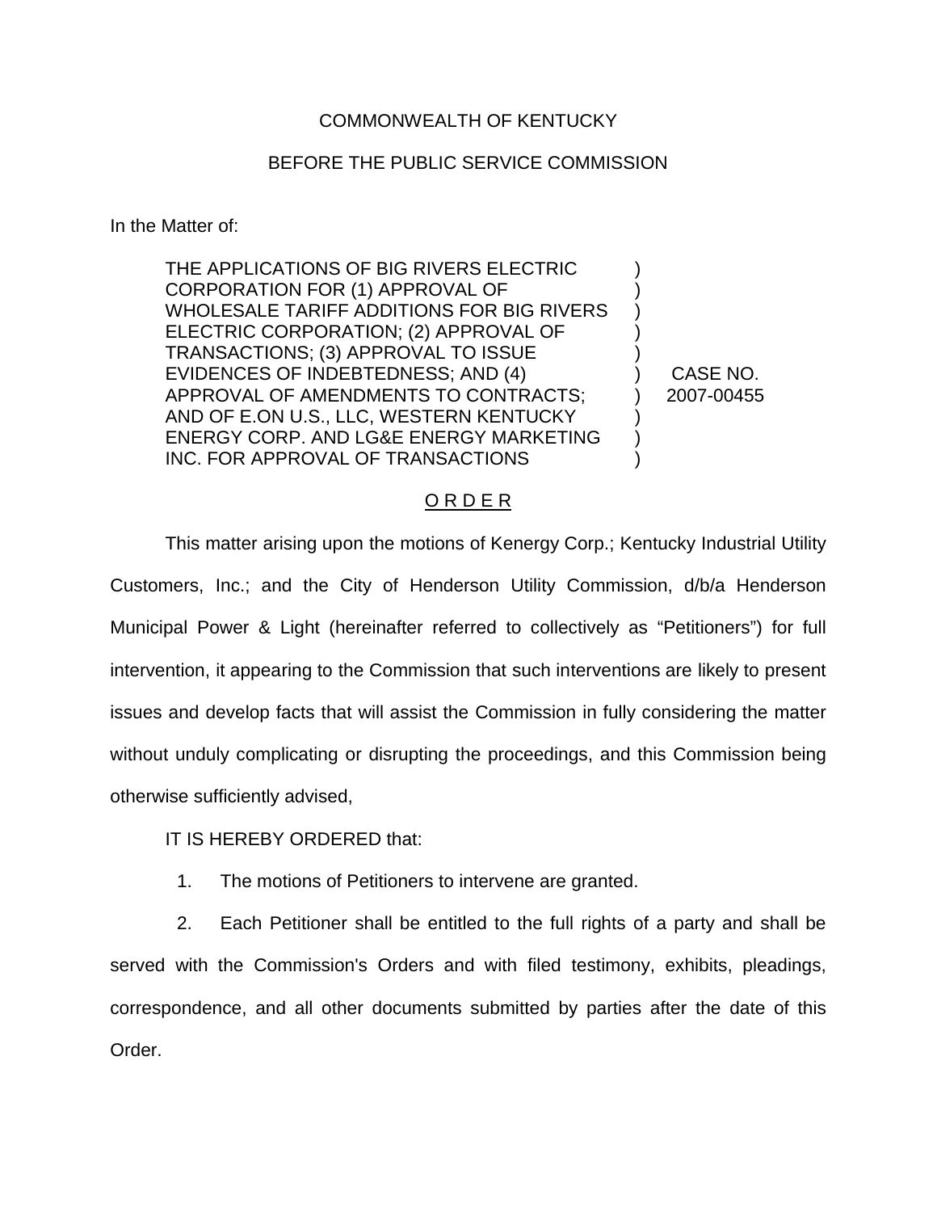COMMONWEALTH OF KENTUCKY

BEFORE THE PUBLIC SERVICE COMMISSION

In the Matter of:

| | | |
|---|---|---|
| THE APPLICATIONS OF BIG RIVERS ELECTRIC CORPORATION FOR (1) APPROVAL OF WHOLESALE TARIFF ADDITIONS FOR BIG RIVERS ELECTRIC CORPORATION; (2) APPROVAL OF TRANSACTIONS; (3) APPROVAL TO ISSUE EVIDENCES OF INDEBTEDNESS; AND (4) APPROVAL OF AMENDMENTS TO CONTRACTS; AND OF E.ON U.S., LLC, WESTERN KENTUCKY ENERGY CORP. AND LG&E ENERGY MARKETING INC. FOR APPROVAL OF TRANSACTIONS | ) | CASE NO. 2007-00455 |

O R D E R

This matter arising upon the motions of Kenergy Corp.; Kentucky Industrial Utility Customers, Inc.; and the City of Henderson Utility Commission, d/b/a Henderson Municipal Power & Light (hereinafter referred to collectively as "Petitioners") for full intervention, it appearing to the Commission that such interventions are likely to present issues and develop facts that will assist the Commission in fully considering the matter without unduly complicating or disrupting the proceedings, and this Commission being otherwise sufficiently advised,

IT IS HEREBY ORDERED that:

1. The motions of Petitioners to intervene are granted.

2. Each Petitioner shall be entitled to the full rights of a party and shall be served with the Commission's Orders and with filed testimony, exhibits, pleadings, correspondence, and all other documents submitted by parties after the date of this Order.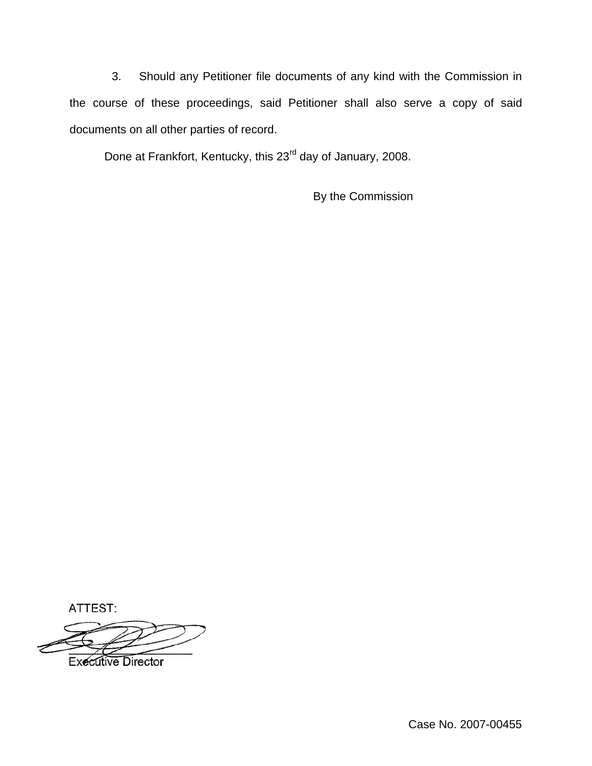3. Should any Petitioner file documents of any kind with the Commission in the course of these proceedings, said Petitioner shall also serve a copy of said documents on all other parties of record.

Done at Frankfort, Kentucky, this 23rd day of January, 2008.

By the Commission

ATTEST:

Executive Director

Case No. 2007-00455